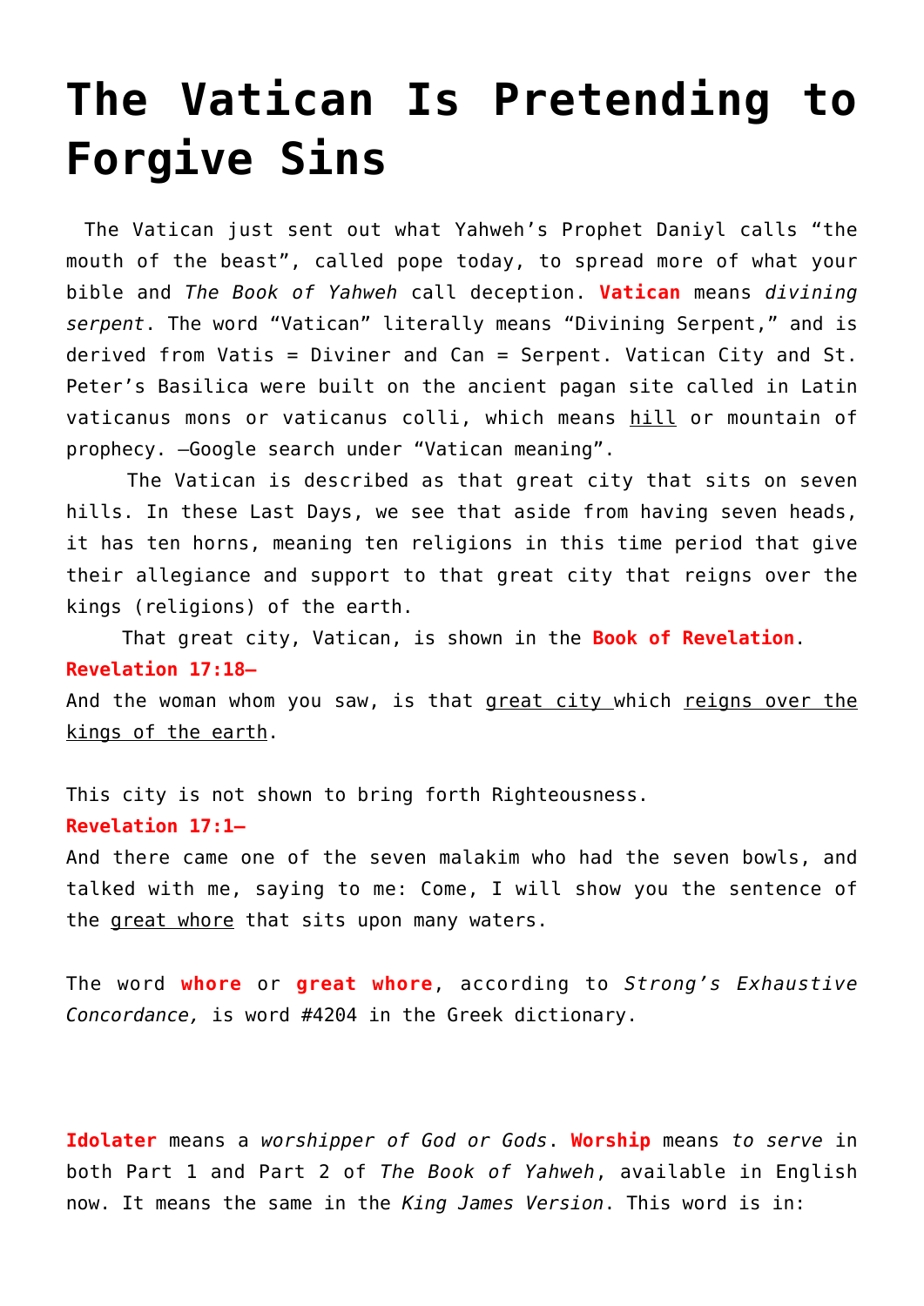# The Vatican Is Pretending to Forgive Sins

The Vatican just sent out what Yahweh's Prophet Daniyl calls "the mouth of the beast", called pope today, to spread more of what your bible and *The Book of Yahweh* call deception. **Vatican** means *divining serpent*. The word "Vatican" literally means "Divining Serpent," and is derived from Vatis = Diviner and Can = Serpent. Vatican City and St. Peter's Basilica were built on the ancient pagan site called in Latin vaticanus mons or vaticanus colli, which means hill or mountain of prophecy. –Google search under "Vatican meaning".

The Vatican is described as that great city that sits on seven hills. In these Last Days, we see that aside from having seven heads, it has ten horns, meaning ten religions in this time period that give their allegiance and support to that great city that reigns over the kings (religions) of the earth.

That great city, Vatican, is shown in the **Book of Revelation**.

**Revelation 17:18–**

And the woman whom you saw, is that great city which reigns over the kings of the earth.

This city is not shown to bring forth Righteousness.

**Revelation 17:1–**

And there came one of the seven malakim who had the seven bowls, and talked with me, saying to me: Come, I will show you the sentence of the great whore that sits upon many waters.

The word **whore** or **great whore**, according to *Strong's Exhaustive Concordance,* is word #4204 in the Greek dictionary.

**Idolater** means a *worshipper of God or Gods*. **Worship** means *to serve* in both Part 1 and Part 2 of *The Book of Yahweh*, available in English now. It means the same in the *King James Version*. This word is in: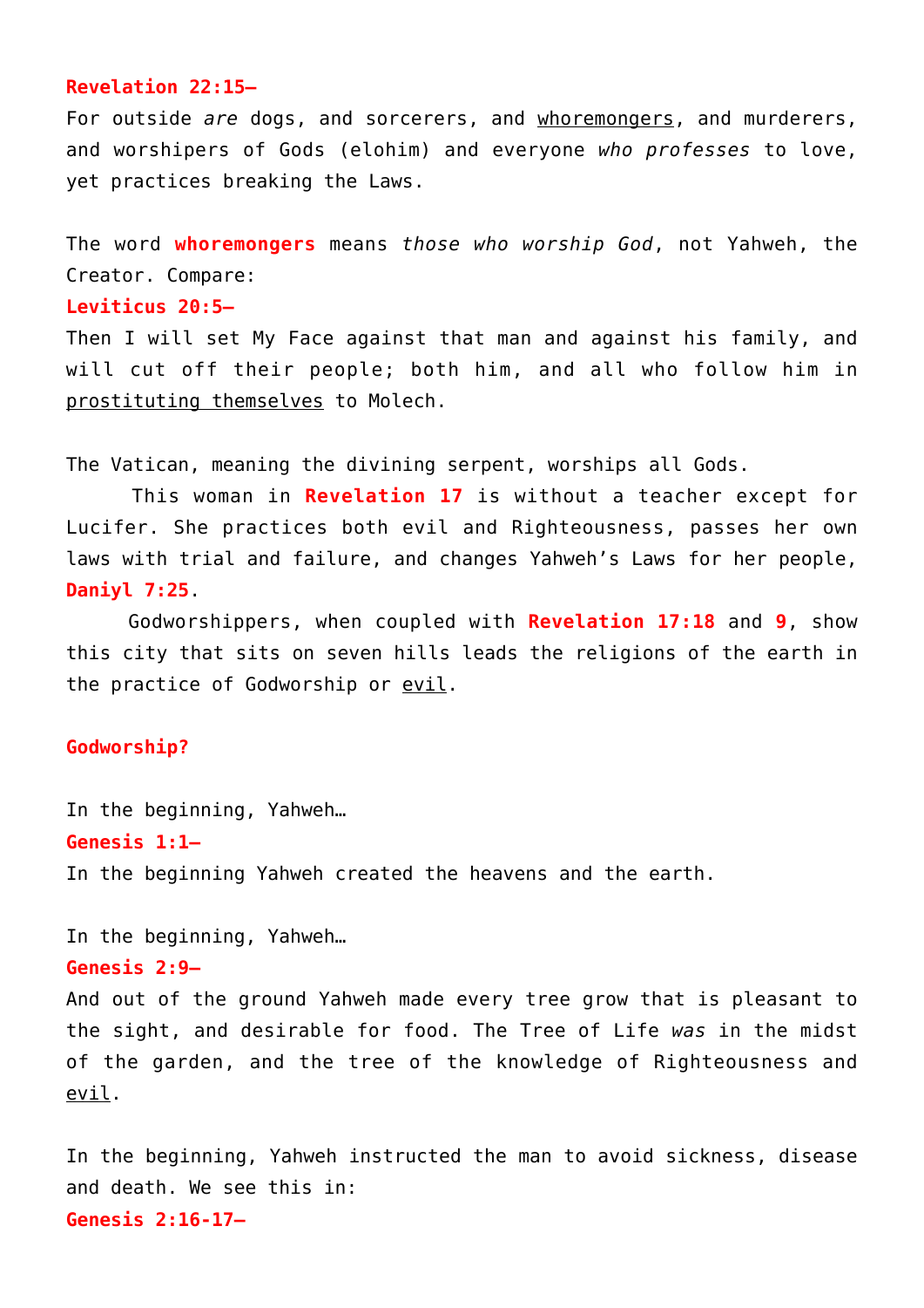**Revelation 22:15–**

For outside *are* dogs, and sorcerers, and whoremongers, and murderers, and worshipers of Gods (elohim) and everyone *who professes* to love, yet practices breaking the Laws.

The word **whoremongers** means *those who worship God*, not Yahweh, the Creator. Compare:

**Leviticus 20:5–**

Then I will set My Face against that man and against his family, and will cut off their people; both him, and all who follow him in prostituting themselves to Molech.

The Vatican, meaning the divining serpent, worships all Gods.

This woman in **Revelation 17** is without a teacher except for Lucifer. She practices both evil and Righteousness, passes her own laws with trial and failure, and changes Yahweh's Laws for her people, **Daniyl 7:25**.

Godworshippers, when coupled with **Revelation 17:18** and **9**, show this city that sits on seven hills leads the religions of the earth in the practice of Godworship or evil.

**Godworship?**

In the beginning, Yahweh…

**Genesis 1:1–**

In the beginning Yahweh created the heavens and the earth.

In the beginning, Yahweh…

**Genesis 2:9–**

And out of the ground Yahweh made every tree grow that is pleasant to the sight, and desirable for food. The Tree of Life *was* in the midst of the garden, and the tree of the knowledge of Righteousness and evil.

In the beginning, Yahweh instructed the man to avoid sickness, disease and death. We see this in:

**Genesis 2:16-17–**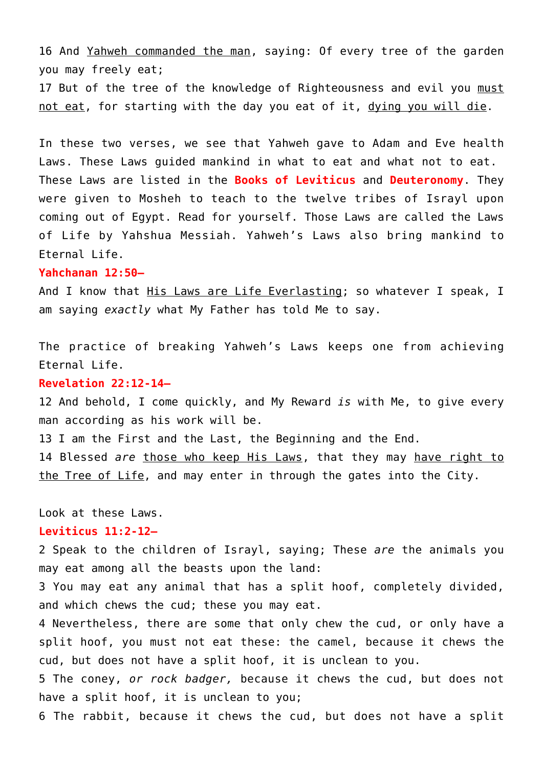16 And Yahweh commanded the man, saying: Of every tree of the garden you may freely eat;

17 But of the tree of the knowledge of Righteousness and evil you must not eat, for starting with the day you eat of it, dying you will die.

In these two verses, we see that Yahweh gave to Adam and Eve health Laws. These Laws guided mankind in what to eat and what not to eat. These Laws are listed in the **Books of Leviticus** and **Deuteronomy**. They were given to Mosheh to teach to the twelve tribes of Israyl upon coming out of Egypt. Read for yourself. Those Laws are called the Laws of Life by Yahshua Messiah. Yahweh's Laws also bring mankind to Eternal Life.

**Yahchanan 12:50–**

And I know that His Laws are Life Everlasting; so whatever I speak, I am saying *exactly* what My Father has told Me to say.

The practice of breaking Yahweh's Laws keeps one from achieving Eternal Life.

**Revelation 22:12-14–**

12 And behold, I come quickly, and My Reward *is* with Me, to give every man according as his work will be.

13 I am the First and the Last, the Beginning and the End.

14 Blessed *are* those who keep His Laws, that they may have right to the Tree of Life, and may enter in through the gates into the City.

Look at these Laws.

**Leviticus 11:2-12–**

2 Speak to the children of Israyl, saying; These *are* the animals you may eat among all the beasts upon the land:

3 You may eat any animal that has a split hoof, completely divided, and which chews the cud; these you may eat.

4 Nevertheless, there are some that only chew the cud, or only have a split hoof, you must not eat these: the camel, because it chews the cud, but does not have a split hoof, it is unclean to you.

5 The coney, *or rock badger,* because it chews the cud, but does not have a split hoof, it is unclean to you;

6 The rabbit, because it chews the cud, but does not have a split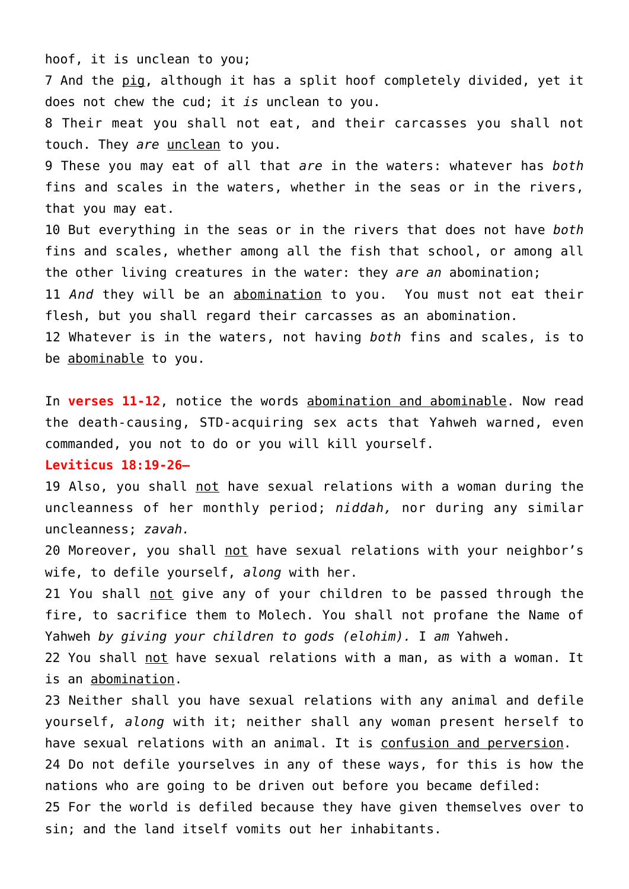hoof, it is unclean to you;

7 And the <u>pig</u>, although it has a split hoof completely divided, yet it does not chew the cud; it *is* unclean to you.

8 Their meat you shall not eat, and their carcasses you shall not touch. They *are* <u>unclean</u> to you.

9 These you may eat of all that *are* in the waters: whatever has *both* fins and scales in the waters, whether in the seas or in the rivers, that you may eat.

10 But everything in the seas or in the rivers that does not have *both* fins and scales, whether among all the fish that school, or among all the other living creatures in the water: they *are an* abomination;

11 *And* they will be an <u>abomination</u> to you. You must not eat their flesh, but you shall regard their carcasses as an abomination.

12 Whatever is in the waters, not having *both* fins and scales, is to be <u>abominable</u> to you.

In **verses 11-12**, notice the words <u>abomination and abominable</u>. Now read the death-causing, STD-acquiring sex acts that Yahweh warned, even commanded, you not to do or you will kill yourself.

**Leviticus 18:19-26–**

19 Also, you shall <u>not</u> have sexual relations with a woman during the uncleanness of her monthly period; *niddah,* nor during any similar uncleanness; *zavah.*

20 Moreover, you shall <u>not</u> have sexual relations with your neighbor's wife, to defile yourself, *along* with her.

21 You shall <u>not</u> give any of your children to be passed through the fire, to sacrifice them to Molech. You shall not profane the Name of Yahweh *by giving your children to gods (elohim).* I *am* Yahweh.

22 You shall <u>not</u> have sexual relations with a man, as with a woman. It is an <u>abomination</u>.

23 Neither shall you have sexual relations with any animal and defile yourself, *along* with it; neither shall any woman present herself to have sexual relations with an animal. It is <u>confusion and perversion</u>.

24 Do not defile yourselves in any of these ways, for this is how the nations who are going to be driven out before you became defiled:

25 For the world is defiled because they have given themselves over to sin; and the land itself vomits out her inhabitants.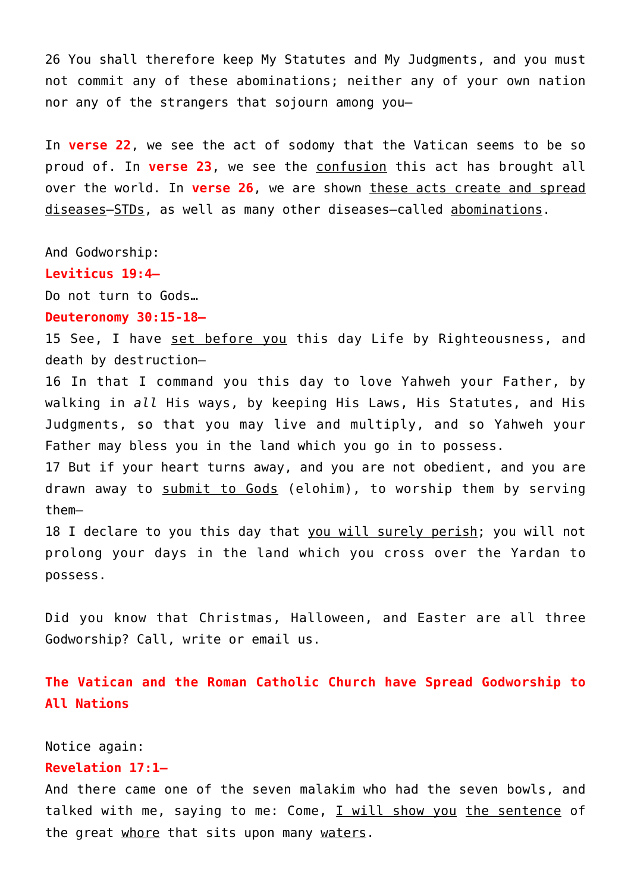26 You shall therefore keep My Statutes and My Judgments, and you must not commit any of these abominations; neither any of your own nation nor any of the strangers that sojourn among you—

In **verse 22**, we see the act of sodomy that the Vatican seems to be so proud of. In **verse 23**, we see the confusion this act has brought all over the world. In **verse 26**, we are shown these acts create and spread diseases—STDs, as well as many other diseases—called abominations.

And Godworship:

**Leviticus 19:4—**

Do not turn to Gods…

**Deuteronomy 30:15-18—**

15 See, I have set before you this day Life by Righteousness, and death by destruction—

16 In that I command you this day to love Yahweh your Father, by walking in *all* His ways, by keeping His Laws, His Statutes, and His Judgments, so that you may live and multiply, and so Yahweh your Father may bless you in the land which you go in to possess.

17 But if your heart turns away, and you are not obedient, and you are drawn away to submit to Gods (elohim), to worship them by serving them—

18 I declare to you this day that you will surely perish; you will not prolong your days in the land which you cross over the Yardan to possess.

Did you know that Christmas, Halloween, and Easter are all three Godworship? Call, write or email us.

## The Vatican and the Roman Catholic Church have Spread Godworship to All Nations

Notice again:

**Revelation 17:1—**

And there came one of the seven malakim who had the seven bowls, and talked with me, saying to me: Come, I will show you the sentence of the great whore that sits upon many waters.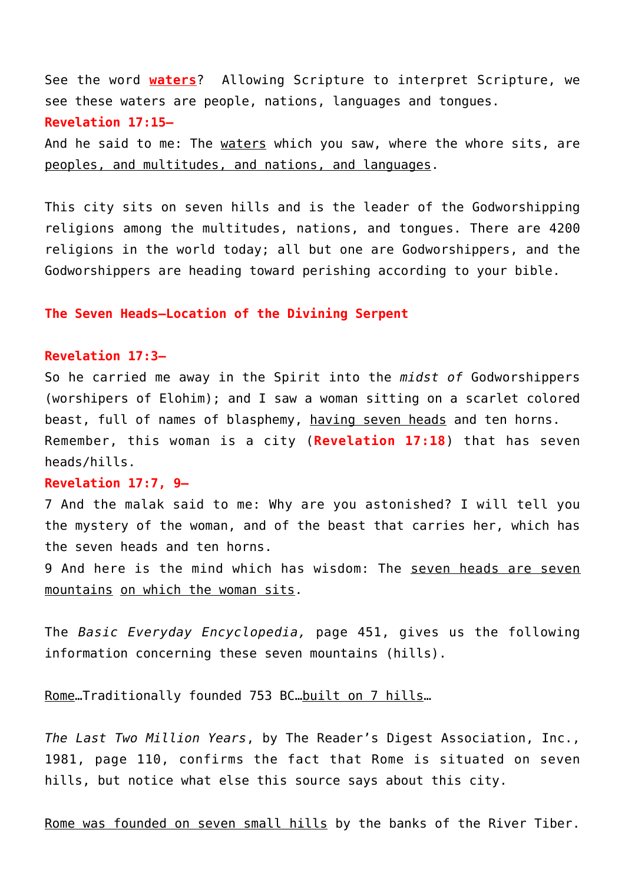See the word **<u>waters</u>**? Allowing Scripture to interpret Scripture, we see these waters are people, nations, languages and tongues.

**Revelation 17:15—**

And he said to me: The <u>waters</u> which you saw, where the whore sits, are <u>peoples, and multitudes, and nations, and languages</u>.

This city sits on seven hills and is the leader of the Godworshipping religions among the multitudes, nations, and tongues. There are 4200 religions in the world today; all but one are Godworshippers, and the Godworshippers are heading toward perishing according to your bible.

**The Seven Heads—Location of the Divining Serpent**

**Revelation 17:3—**

So he carried me away in the Spirit into the *midst of* Godworshippers (worshipers of Elohim); and I saw a woman sitting on a scarlet colored beast, full of names of blasphemy, <u>having seven heads</u> and ten horns.

Remember, this woman is a city (**Revelation 17:18**) that has seven heads/hills.

**Revelation 17:7, 9—**

7 And the malak said to me: Why are you astonished? I will tell you the mystery of the woman, and of the beast that carries her, which has the seven heads and ten horns.

9 And here is the mind which has wisdom: The <u>seven heads are seven mountains</u> <u>on which the woman sits</u>.

The *Basic Everyday Encyclopedia,* page 451, gives us the following information concerning these seven mountains (hills).

<u>Rome</u>…Traditionally founded 753 BC…<u>built on 7 hills</u>…

*The Last Two Million Years*, by The Reader's Digest Association, Inc., 1981, page 110, confirms the fact that Rome is situated on seven hills, but notice what else this source says about this city.

<u>Rome was founded on seven small hills</u> by the banks of the River Tiber.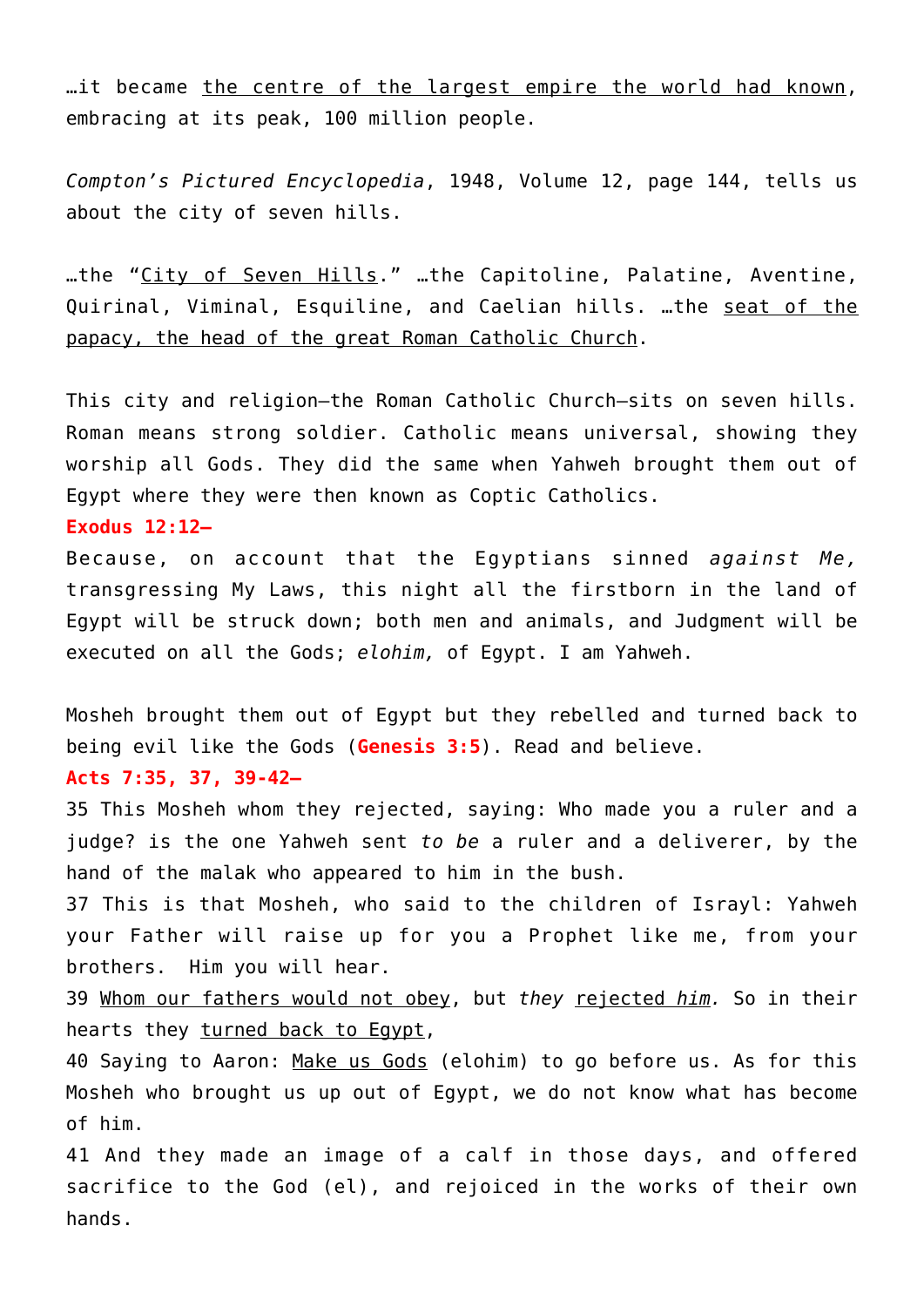…it became <u>the centre of the largest empire the world had known</u>, embracing at its peak, 100 million people.

*Compton's Pictured Encyclopedia*, 1948, Volume 12, page 144, tells us about the city of seven hills.

…the "<u>City of Seven Hills</u>." …the Capitoline, Palatine, Aventine, Quirinal, Viminal, Esquiline, and Caelian hills. …the <u>seat of the papacy, the head of the great Roman Catholic Church</u>.

This city and religion—the Roman Catholic Church—sits on seven hills. Roman means strong soldier. Catholic means universal, showing they worship all Gods. They did the same when Yahweh brought them out of Egypt where they were then known as Coptic Catholics.

**Exodus 12:12—**

Because, on account that the Egyptians sinned *against Me,* transgressing My Laws, this night all the firstborn in the land of Egypt will be struck down; both men and animals, and Judgment will be executed on all the Gods; *elohim,* of Egypt. I am Yahweh.

Mosheh brought them out of Egypt but they rebelled and turned back to being evil like the Gods (**Genesis 3:5**). Read and believe.

**Acts 7:35, 37, 39-42—**

35 This Mosheh whom they rejected, saying: Who made you a ruler and a judge? is the one Yahweh sent *to be* a ruler and a deliverer, by the hand of the malak who appeared to him in the bush.

37 This is that Mosheh, who said to the children of Israyl: Yahweh your Father will raise up for you a Prophet like me, from your brothers. Him you will hear.

39 <u>Whom our fathers would not obey</u>, but *they* <u>rejected *him*</u>*.* So in their hearts they <u>turned back to Egypt</u>,

40 Saying to Aaron: <u>Make us Gods</u> (elohim) to go before us. As for this Mosheh who brought us up out of Egypt, we do not know what has become of him.

41 And they made an image of a calf in those days, and offered sacrifice to the God (el), and rejoiced in the works of their own hands.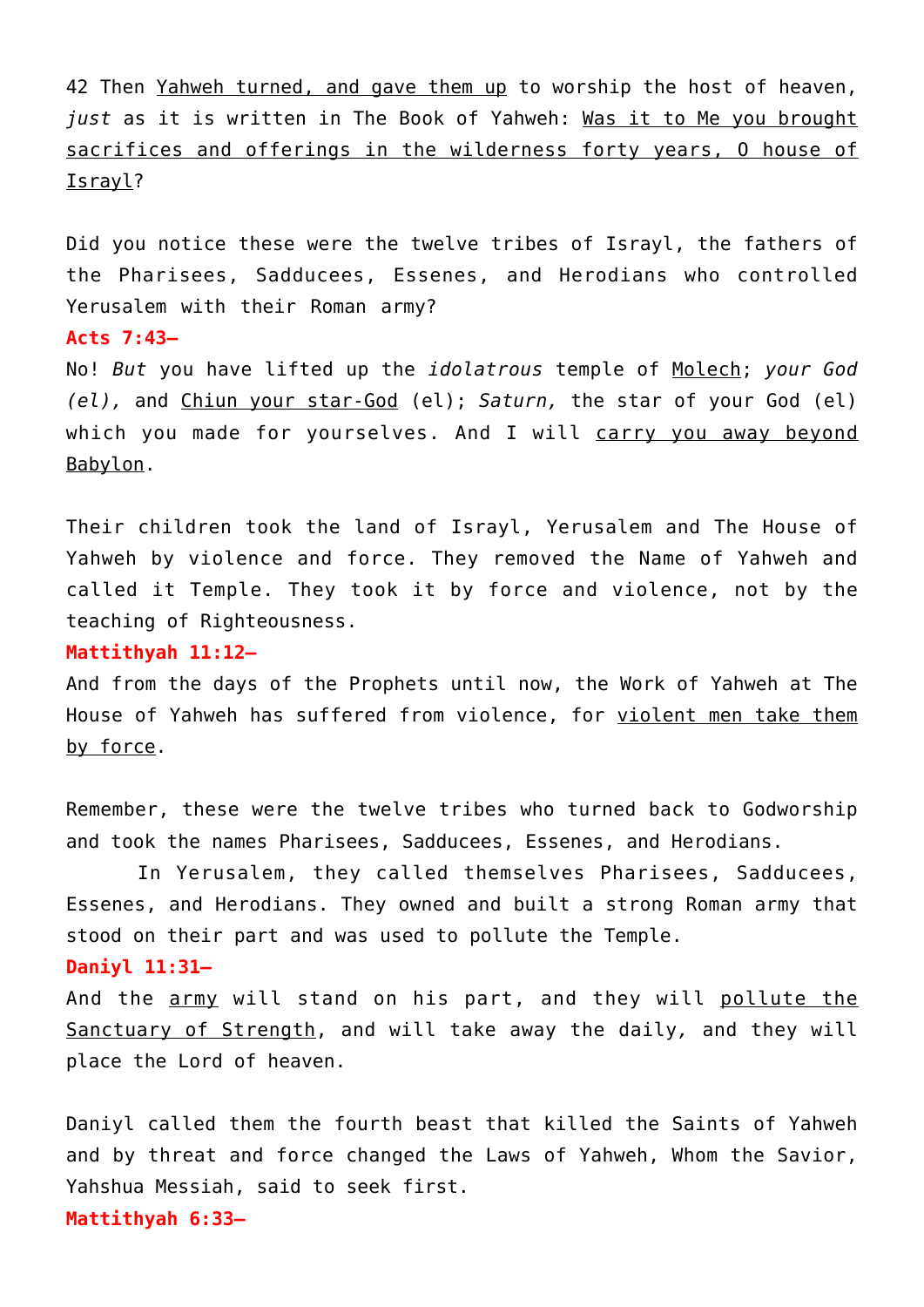42 Then Yahweh turned, and gave them up to worship the host of heaven, *just* as it is written in The Book of Yahweh: Was it to Me you brought sacrifices and offerings in the wilderness forty years, O house of Israyl?

Did you notice these were the twelve tribes of Israyl, the fathers of the Pharisees, Sadducees, Essenes, and Herodians who controlled Yerusalem with their Roman army?

**Acts 7:43—**

No! *But* you have lifted up the *idolatrous* temple of Molech; *your God (el),* and Chiun your star-God (el); *Saturn,* the star of your God (el) which you made for yourselves. And I will carry you away beyond Babylon.

Their children took the land of Israyl, Yerusalem and The House of Yahweh by violence and force. They removed the Name of Yahweh and called it Temple. They took it by force and violence, not by the teaching of Righteousness.

**Mattithyah 11:12—**

And from the days of the Prophets until now, the Work of Yahweh at The House of Yahweh has suffered from violence, for violent men take them by force.

Remember, these were the twelve tribes who turned back to Godworship and took the names Pharisees, Sadducees, Essenes, and Herodians.

In Yerusalem, they called themselves Pharisees, Sadducees, Essenes, and Herodians. They owned and built a strong Roman army that stood on their part and was used to pollute the Temple.

**Daniyl 11:31—**

And the army will stand on his part, and they will pollute the Sanctuary of Strength, and will take away the daily, and they will place the Lord of heaven.

Daniyl called them the fourth beast that killed the Saints of Yahweh and by threat and force changed the Laws of Yahweh, Whom the Savior, Yahshua Messiah, said to seek first.

**Mattithyah 6:33—**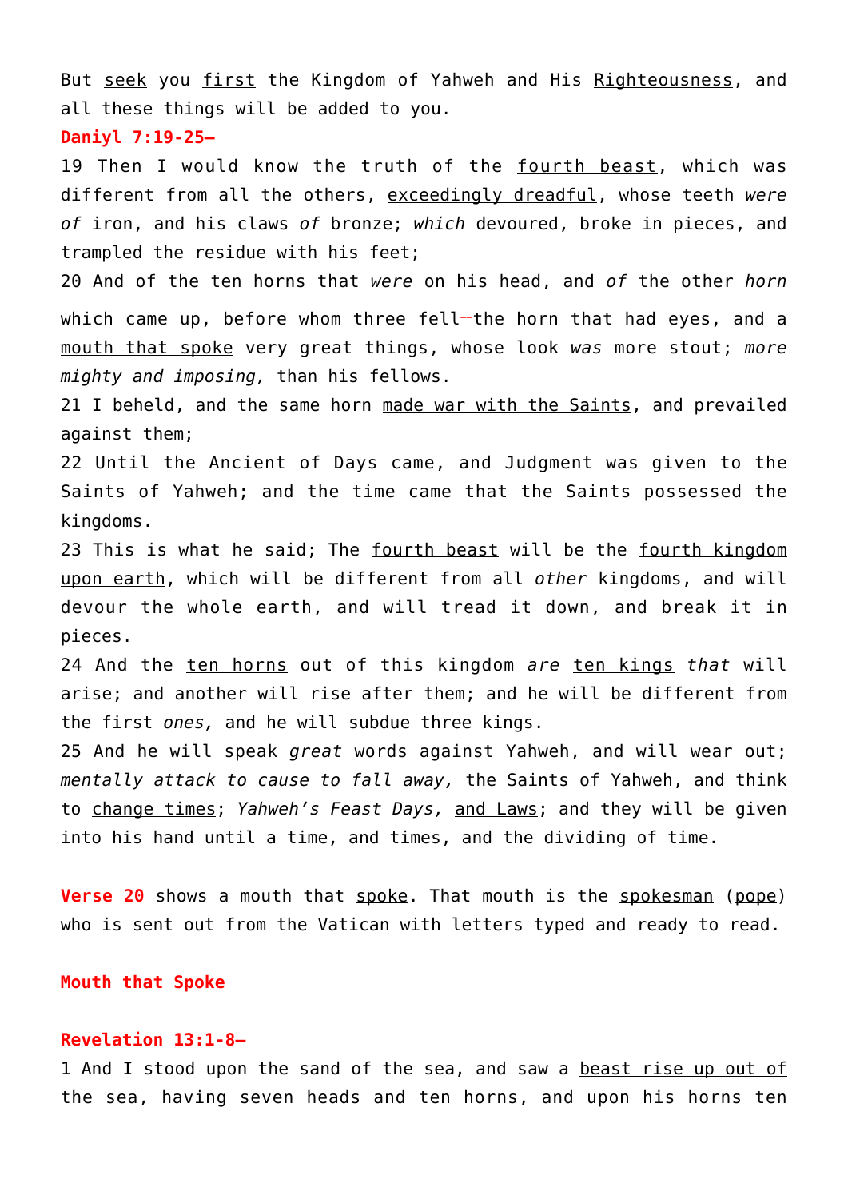But <u>seek</u> you <u>first</u> the Kingdom of Yahweh and His <u>Righteousness</u>, and all these things will be added to you.

**Daniyl 7:19-25–**

19 Then I would know the truth of the <u>fourth beast</u>, which was different from all the others, <u>exceedingly dreadful</u>, whose teeth *were of* iron, and his claws *of* bronze; *which* devoured, broke in pieces, and trampled the residue with his feet;

20 And of the ten horns that *were* on his head, and *of* the other *horn* which came up, before whom three fell--the horn that had eyes, and a <u>mouth that spoke</u> very great things, whose look *was* more stout; *more mighty and imposing,* than his fellows.

21 I beheld, and the same horn <u>made war with the Saints</u>, and prevailed against them;

22 Until the Ancient of Days came, and Judgment was given to the Saints of Yahweh; and the time came that the Saints possessed the kingdoms.

23 This is what he said; The <u>fourth beast</u> will be the <u>fourth kingdom upon earth</u>, which will be different from all *other* kingdoms, and will <u>devour the whole earth</u>, and will tread it down, and break it in pieces.

24 And the <u>ten horns</u> out of this kingdom *are* <u>ten kings</u> *that* will arise; and another will rise after them; and he will be different from the first *ones,* and he will subdue three kings.

25 And he will speak *great* words <u>against Yahweh</u>, and will wear out; *mentally attack to cause to fall away,* the Saints of Yahweh, and think to <u>change times</u>; *Yahweh's Feast Days,* <u>and Laws</u>; and they will be given into his hand until a time, and times, and the dividing of time.

**Verse 20** shows a mouth that <u>spoke</u>. That mouth is the <u>spokesman</u> (<u>pope</u>) who is sent out from the Vatican with letters typed and ready to read.

**Mouth that Spoke**

**Revelation 13:1-8–**

1 And I stood upon the sand of the sea, and saw a <u>beast rise up out of the sea</u>, <u>having seven heads</u> and ten horns, and upon his horns ten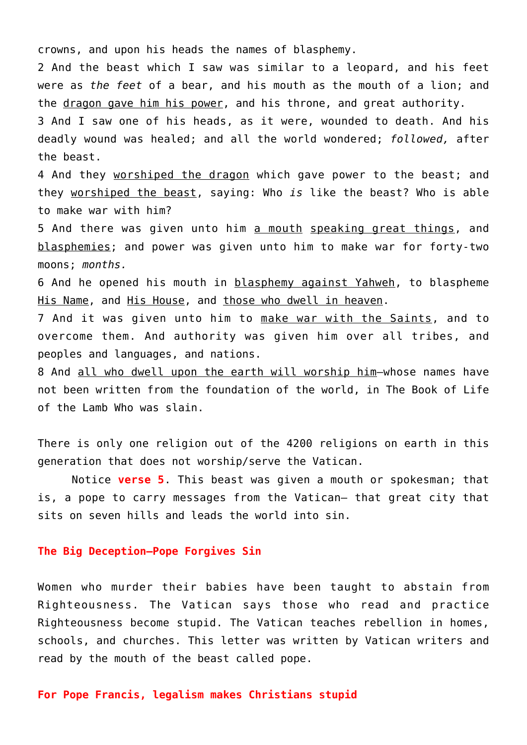crowns, and upon his heads the names of blasphemy.

2 And the beast which I saw was similar to a leopard, and his feet were as *the feet* of a bear, and his mouth as the mouth of a lion; and the <u>dragon gave him his power</u>, and his throne, and great authority.

3 And I saw one of his heads, as it were, wounded to death. And his deadly wound was healed; and all the world wondered; *followed,* after the beast.

4 And they <u>worshiped the dragon</u> which gave power to the beast; and they <u>worshiped the beast</u>, saying: Who *is* like the beast? Who is able to make war with him?

5 And there was given unto him <u>a mouth</u> <u>speaking great things</u>, and <u>blasphemies</u>; and power was given unto him to make war for forty-two moons; *months.*

6 And he opened his mouth in <u>blasphemy against Yahweh</u>, to blaspheme <u>His Name</u>, and <u>His House</u>, and <u>those who dwell in heaven</u>.

7 And it was given unto him to <u>make war with the Saints</u>, and to overcome them. And authority was given him over all tribes, and peoples and languages, and nations.

8 And <u>all who dwell upon the earth will worship him</u>—whose names have not been written from the foundation of the world, in The Book of Life of the Lamb Who was slain.

There is only one religion out of the 4200 religions on earth in this generation that does not worship/serve the Vatican.

Notice **verse 5**. This beast was given a mouth or spokesman; that is, a pope to carry messages from the Vatican— that great city that sits on seven hills and leads the world into sin.

**The Big Deception—Pope Forgives Sin**

Women who murder their babies have been taught to abstain from Righteousness. The Vatican says those who read and practice Righteousness become stupid. The Vatican teaches rebellion in homes, schools, and churches. This letter was written by Vatican writers and read by the mouth of the beast called pope.

**For Pope Francis, legalism makes Christians stupid**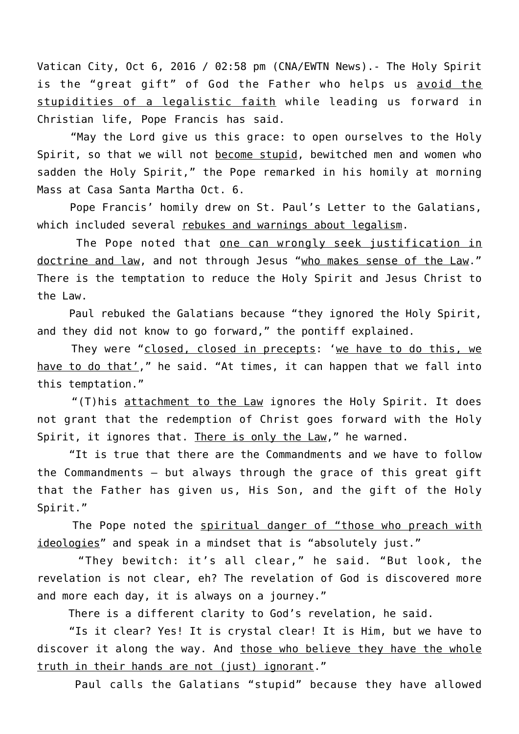Vatican City, Oct 6, 2016 / 02:58 pm (CNA/EWTN News).- The Holy Spirit is the “great gift” of God the Father who helps us <u>avoid the stupidities of a legalistic faith</u> while leading us forward in Christian life, Pope Francis has said.

“May the Lord give us this grace: to open ourselves to the Holy Spirit, so that we will not <u>become stupid</u>, bewitched men and women who sadden the Holy Spirit,” the Pope remarked in his homily at morning Mass at Casa Santa Martha Oct. 6.

Pope Francis’ homily drew on St. Paul’s Letter to the Galatians, which included several <u>rebukes and warnings about legalism</u>.

The Pope noted that <u>one can wrongly seek justification in doctrine and law</u>, and not through Jesus “<u>who makes sense of the Law</u>.” There is the temptation to reduce the Holy Spirit and Jesus Christ to the Law.

Paul rebuked the Galatians because “they ignored the Holy Spirit, and they did not know to go forward,” the pontiff explained.

They were “<u>closed, closed in precepts</u>: ‘<u>we have to do this, we have to do that’</u>,” he said. “At times, it can happen that we fall into this temptation.”

“(T)his <u>attachment to the Law</u> ignores the Holy Spirit. It does not grant that the redemption of Christ goes forward with the Holy Spirit, it ignores that. <u>There is only the Law</u>,” he warned.

“It is true that there are the Commandments and we have to follow the Commandments – but always through the grace of this great gift that the Father has given us, His Son, and the gift of the Holy Spirit.”

The Pope noted the <u>spiritual danger of “those who preach with ideologies</u>” and speak in a mindset that is “absolutely just.”

“They bewitch: it’s all clear,” he said. “But look, the revelation is not clear, eh? The revelation of God is discovered more and more each day, it is always on a journey.”

There is a different clarity to God’s revelation, he said.

“Is it clear? Yes! It is crystal clear! It is Him, but we have to discover it along the way. And <u>those who believe they have the whole truth in their hands are not (just) ignorant</u>.”

Paul calls the Galatians “stupid” because they have allowed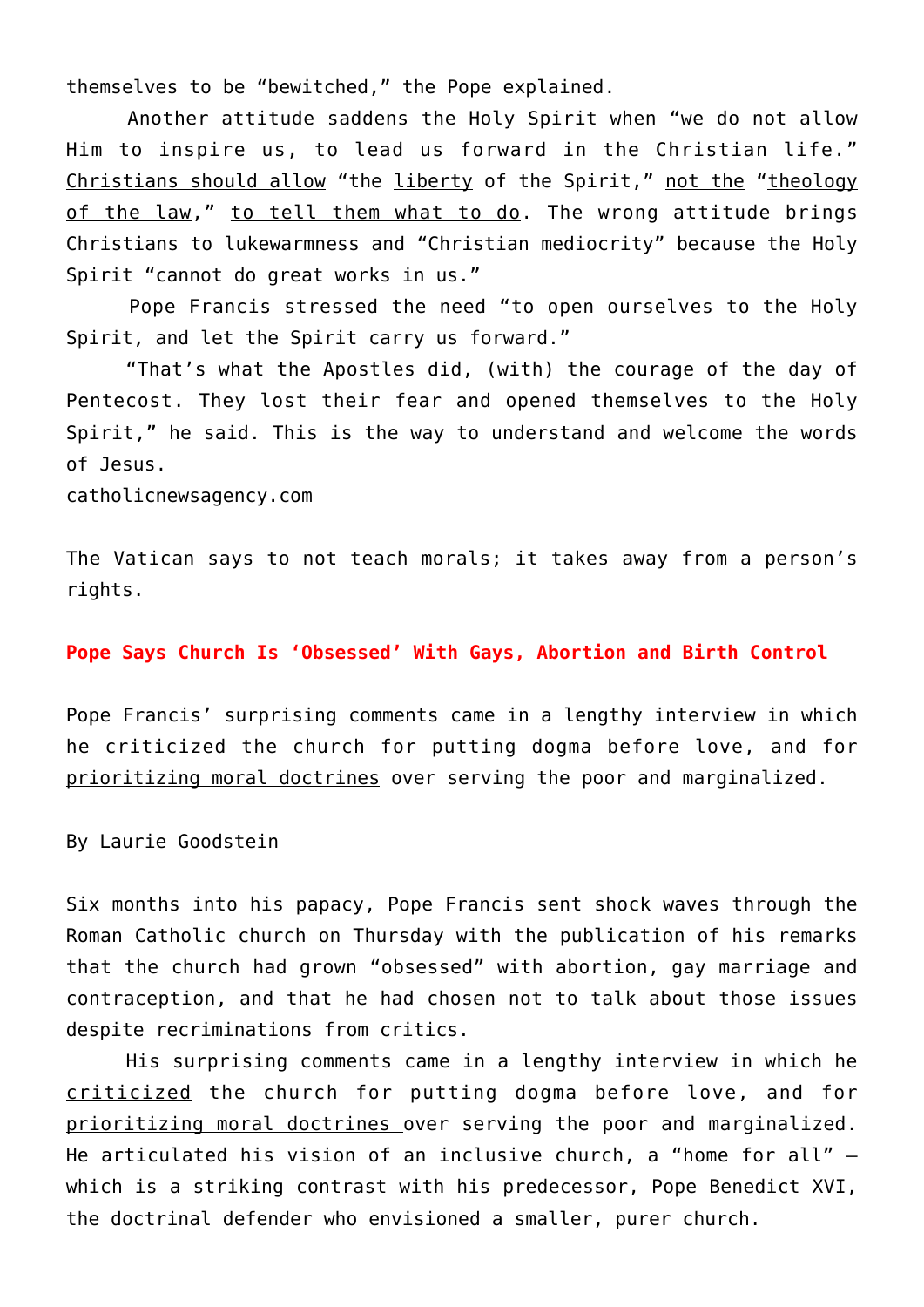themselves to be “bewitched,” the Pope explained.

Another attitude saddens the Holy Spirit when “we do not allow Him to inspire us, to lead us forward in the Christian life.” Christians should allow “the liberty of the Spirit,” not the “theology of the law,” to tell them what to do. The wrong attitude brings Christians to lukewarmness and “Christian mediocrity” because the Holy Spirit “cannot do great works in us.”

Pope Francis stressed the need “to open ourselves to the Holy Spirit, and let the Spirit carry us forward.”

“That’s what the Apostles did, (with) the courage of the day of Pentecost. They lost their fear and opened themselves to the Holy Spirit,” he said. This is the way to understand and welcome the words of Jesus.

catholicnewsagency.com

The Vatican says to not teach morals; it takes away from a person’s rights.

**Pope Says Church Is ‘Obsessed’ With Gays, Abortion and Birth Control**

Pope Francis’ surprising comments came in a lengthy interview in which he criticized the church for putting dogma before love, and for prioritizing moral doctrines over serving the poor and marginalized.

By Laurie Goodstein

Six months into his papacy, Pope Francis sent shock waves through the Roman Catholic church on Thursday with the publication of his remarks that the church had grown “obsessed” with abortion, gay marriage and contraception, and that he had chosen not to talk about those issues despite recriminations from critics.

His surprising comments came in a lengthy interview in which he criticized the church for putting dogma before love, and for prioritizing moral doctrines over serving the poor and marginalized. He articulated his vision of an inclusive church, a “home for all” — which is a striking contrast with his predecessor, Pope Benedict XVI, the doctrinal defender who envisioned a smaller, purer church.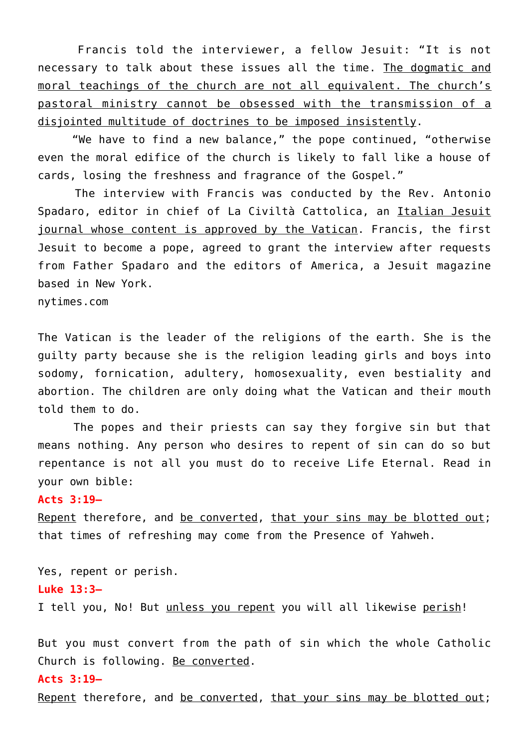Francis told the interviewer, a fellow Jesuit: “It is not necessary to talk about these issues all the time. <u>The dogmatic and moral teachings of the church are not all equivalent. The church’s pastoral ministry cannot be obsessed with the transmission of a disjointed multitude of doctrines to be imposed insistently</u>.

“We have to find a new balance,” the pope continued, “otherwise even the moral edifice of the church is likely to fall like a house of cards, losing the freshness and fragrance of the Gospel.”

The interview with Francis was conducted by the Rev. Antonio Spadaro, editor in chief of La Civiltà Cattolica, an <u>Italian Jesuit journal whose content is approved by the Vatican</u>. Francis, the first Jesuit to become a pope, agreed to grant the interview after requests from Father Spadaro and the editors of America, a Jesuit magazine based in New York.
nytimes.com

The Vatican is the leader of the religions of the earth. She is the guilty party because she is the religion leading girls and boys into sodomy, fornication, adultery, homosexuality, even bestiality and abortion. The children are only doing what the Vatican and their mouth told them to do.

The popes and their priests can say they forgive sin but that means nothing. Any person who desires to repent of sin can do so but repentance is not all you must do to receive Life Eternal. Read in your own bible:

**Acts 3:19—**
<u>Repent</u> therefore, and <u>be converted</u>, <u>that your sins may be blotted out</u>; that times of refreshing may come from the Presence of Yahweh.

Yes, repent or perish.

**Luke 13:3—**
I tell you, No! But <u>unless you repent</u> you will all likewise <u>perish</u>!

But you must convert from the path of sin which the whole Catholic Church is following. <u>Be converted</u>.

**Acts 3:19—**
<u>Repent</u> therefore, and <u>be converted</u>, <u>that your sins may be blotted out</u>;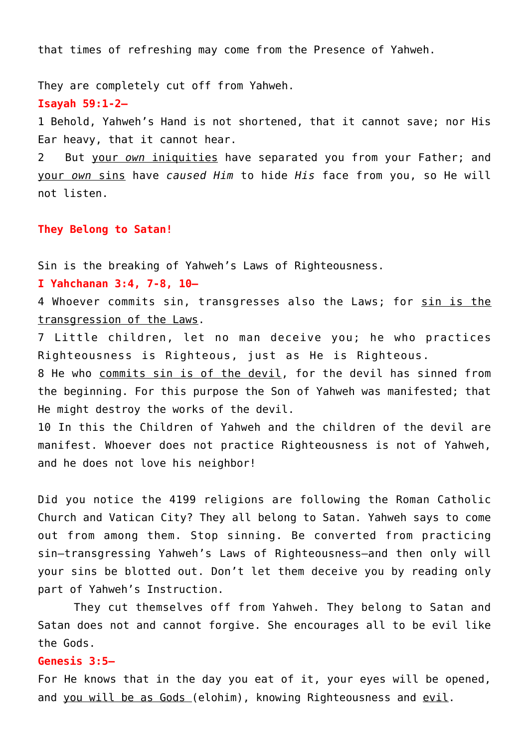that times of refreshing may come from the Presence of Yahweh.

They are completely cut off from Yahweh.

**Isayah 59:1-2—**

1 Behold, Yahweh's Hand is not shortened, that it cannot save; nor His Ear heavy, that it cannot hear.

2 But <u>your *own* iniquities</u> have separated you from your Father; and <u>your *own* sins</u> have *caused Him* to hide *His* face from you, so He will not listen.

**They Belong to Satan!**

Sin is the breaking of Yahweh's Laws of Righteousness.

**I Yahchanan 3:4, 7-8, 10—**

4 Whoever commits sin, transgresses also the Laws; for <u>sin is the transgression of the Laws</u>.

7 Little children, let no man deceive you; he who practices Righteousness is Righteous, just as He is Righteous.

8 He who <u>commits sin is of the devil</u>, for the devil has sinned from the beginning. For this purpose the Son of Yahweh was manifested; that He might destroy the works of the devil.

10 In this the Children of Yahweh and the children of the devil are manifest. Whoever does not practice Righteousness is not of Yahweh, and he does not love his neighbor!

Did you notice the 4199 religions are following the Roman Catholic Church and Vatican City? They all belong to Satan. Yahweh says to come out from among them. Stop sinning. Be converted from practicing sin—transgressing Yahweh's Laws of Righteousness—and then only will your sins be blotted out. Don't let them deceive you by reading only part of Yahweh's Instruction.

They cut themselves off from Yahweh. They belong to Satan and Satan does not and cannot forgive. She encourages all to be evil like the Gods.

**Genesis 3:5—**

For He knows that in the day you eat of it, your eyes will be opened, and <u>you will be as Gods</u> (elohim), knowing Righteousness and <u>evil</u>.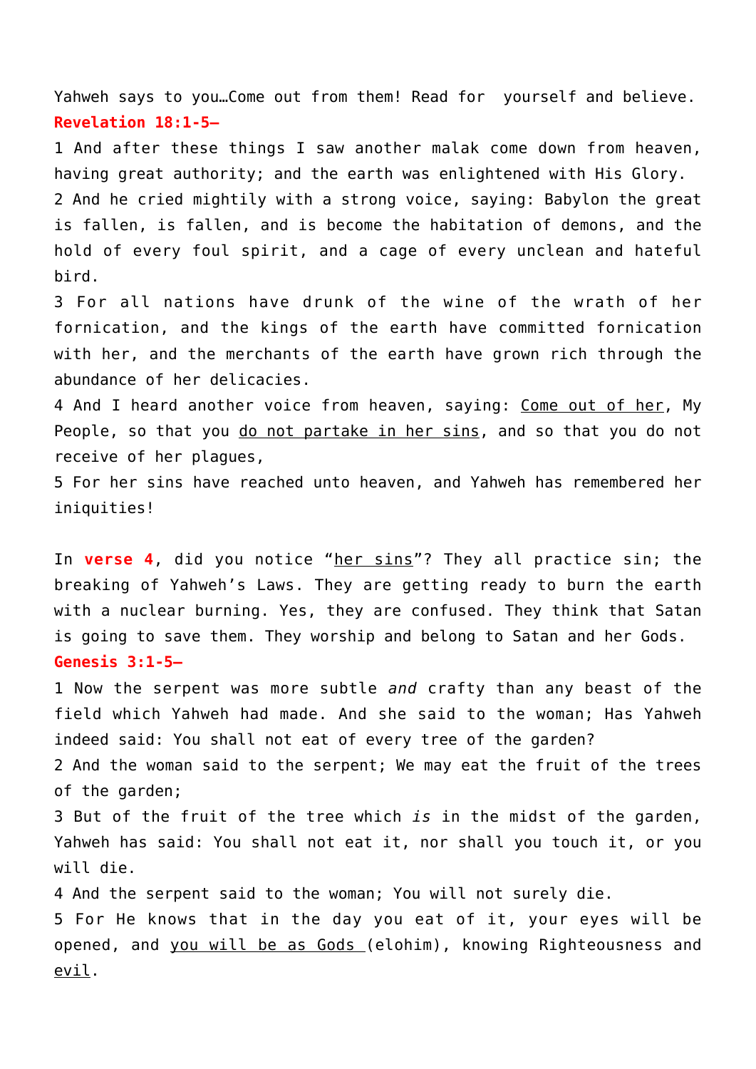Yahweh says to you…Come out from them! Read for yourself and believe.

**Revelation 18:1-5–**

1 And after these things I saw another malak come down from heaven, having great authority; and the earth was enlightened with His Glory.
2 And he cried mightily with a strong voice, saying: Babylon the great is fallen, is fallen, and is become the habitation of demons, and the hold of every foul spirit, and a cage of every unclean and hateful bird.
3 For all nations have drunk of the wine of the wrath of her fornication, and the kings of the earth have committed fornication with her, and the merchants of the earth have grown rich through the abundance of her delicacies.
4 And I heard another voice from heaven, saying: <u>Come out of her</u>, My People, so that you <u>do not partake in her sins</u>, and so that you do not receive of her plagues,
5 For her sins have reached unto heaven, and Yahweh has remembered her iniquities!

In **verse 4**, did you notice "<u>her sins</u>"? They all practice sin; the breaking of Yahweh's Laws. They are getting ready to burn the earth with a nuclear burning. Yes, they are confused. They think that Satan is going to save them. They worship and belong to Satan and her Gods.

**Genesis 3:1-5–**

1 Now the serpent was more subtle *and* crafty than any beast of the field which Yahweh had made. And she said to the woman; Has Yahweh indeed said: You shall not eat of every tree of the garden?
2 And the woman said to the serpent; We may eat the fruit of the trees of the garden;
3 But of the fruit of the tree which *is* in the midst of the garden, Yahweh has said: You shall not eat it, nor shall you touch it, or you will die.
4 And the serpent said to the woman; You will not surely die.
5 For He knows that in the day you eat of it, your eyes will be opened, and <u>you will be as Gods</u> (elohim), knowing Righteousness and <u>evil</u>.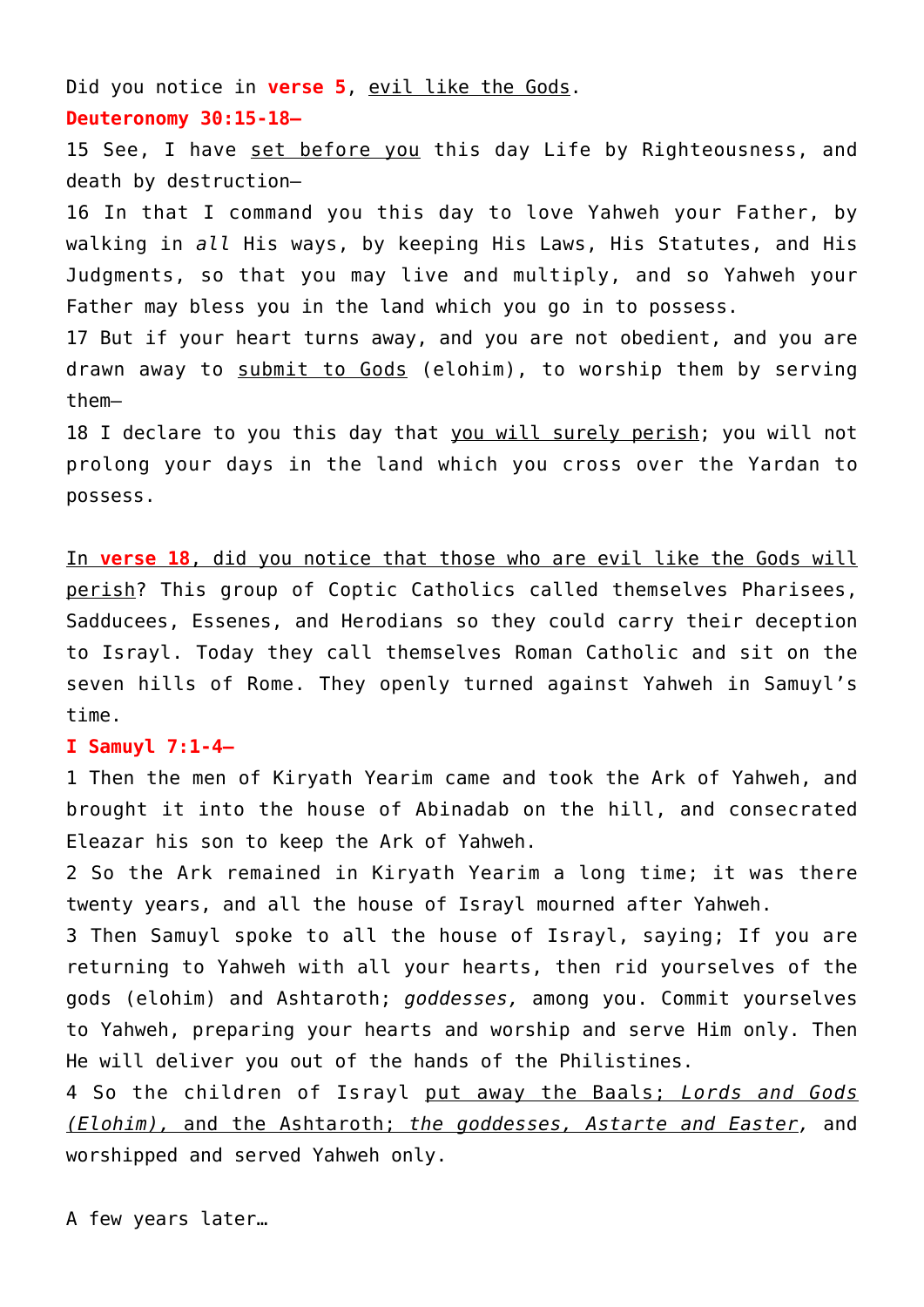Did you notice in **verse 5**, <u>evil like the Gods</u>.

**Deuteronomy 30:15-18—**

15 See, I have <u>set before you</u> this day Life by Righteousness, and death by destruction—

16 In that I command you this day to love Yahweh your Father, by walking in *all* His ways, by keeping His Laws, His Statutes, and His Judgments, so that you may live and multiply, and so Yahweh your Father may bless you in the land which you go in to possess.

17 But if your heart turns away, and you are not obedient, and you are drawn away to <u>submit to Gods</u> (elohim), to worship them by serving them—

18 I declare to you this day that <u>you will surely perish</u>; you will not prolong your days in the land which you cross over the Yardan to possess.

<u>In **verse 18**, did you notice that those who are evil like the Gods will perish</u>? This group of Coptic Catholics called themselves Pharisees, Sadducees, Essenes, and Herodians so they could carry their deception to Israyl. Today they call themselves Roman Catholic and sit on the seven hills of Rome. They openly turned against Yahweh in Samuyl's time.

**I Samuyl 7:1-4—**

1 Then the men of Kiryath Yearim came and took the Ark of Yahweh, and brought it into the house of Abinadab on the hill, and consecrated Eleazar his son to keep the Ark of Yahweh.

2 So the Ark remained in Kiryath Yearim a long time; it was there twenty years, and all the house of Israyl mourned after Yahweh.

3 Then Samuyl spoke to all the house of Israyl, saying; If you are returning to Yahweh with all your hearts, then rid yourselves of the gods (elohim) and Ashtaroth; *goddesses,* among you. Commit yourselves to Yahweh, preparing your hearts and worship and serve Him only. Then He will deliver you out of the hands of the Philistines.

4 So the children of Israyl <u>put away the Baals; *Lords and Gods (Elohim),* and the Ashtaroth; *the goddesses, Astarte and Easter,*</u> and worshipped and served Yahweh only.

A few years later…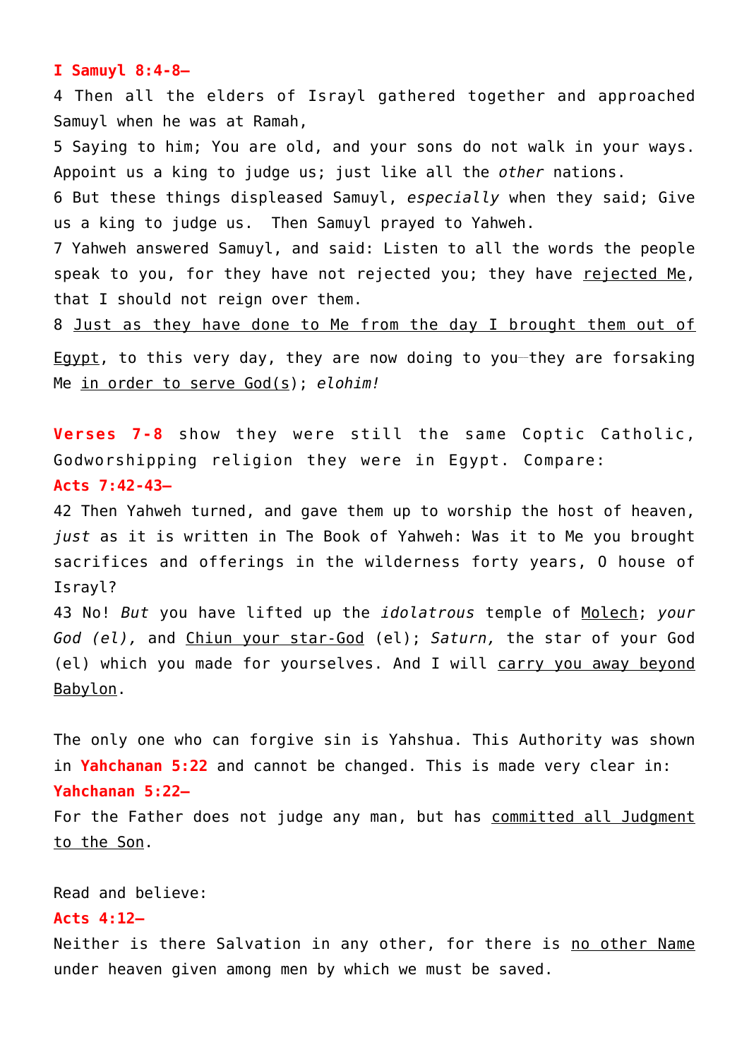**I Samuyl 8:4-8–**

4 Then all the elders of Israyl gathered together and approached Samuyl when he was at Ramah,

5 Saying to him; You are old, and your sons do not walk in your ways. Appoint us a king to judge us; just like all the *other* nations.

6 But these things displeased Samuyl, *especially* when they said; Give us a king to judge us. Then Samuyl prayed to Yahweh.

7 Yahweh answered Samuyl, and said: Listen to all the words the people speak to you, for they have not rejected you; they have <u>rejected Me</u>, that I should not reign over them.

8 <u>Just as they have done to Me from the day I brought them out of Egypt</u>, to this very day, they are now doing to you—they are forsaking Me <u>in order to serve God(s)</u>; *elohim!*

**Verses 7-8** show they were still the same Coptic Catholic, Godworshipping religion they were in Egypt. Compare:

**Acts 7:42-43–**

42 Then Yahweh turned, and gave them up to worship the host of heaven, *just* as it is written in The Book of Yahweh: Was it to Me you brought sacrifices and offerings in the wilderness forty years, O house of Israyl?

43 No! *But* you have lifted up the *idolatrous* temple of <u>Molech</u>; *your God (el),* and <u>Chiun your star-God</u> (el); *Saturn,* the star of your God (el) which you made for yourselves. And I will <u>carry you away beyond Babylon</u>.

The only one who can forgive sin is Yahshua. This Authority was shown in **Yahchanan 5:22** and cannot be changed. This is made very clear in:

**Yahchanan 5:22–**

For the Father does not judge any man, but has <u>committed all Judgment to the Son</u>.

Read and believe:

**Acts 4:12–**

Neither is there Salvation in any other, for there is <u>no other Name</u> under heaven given among men by which we must be saved.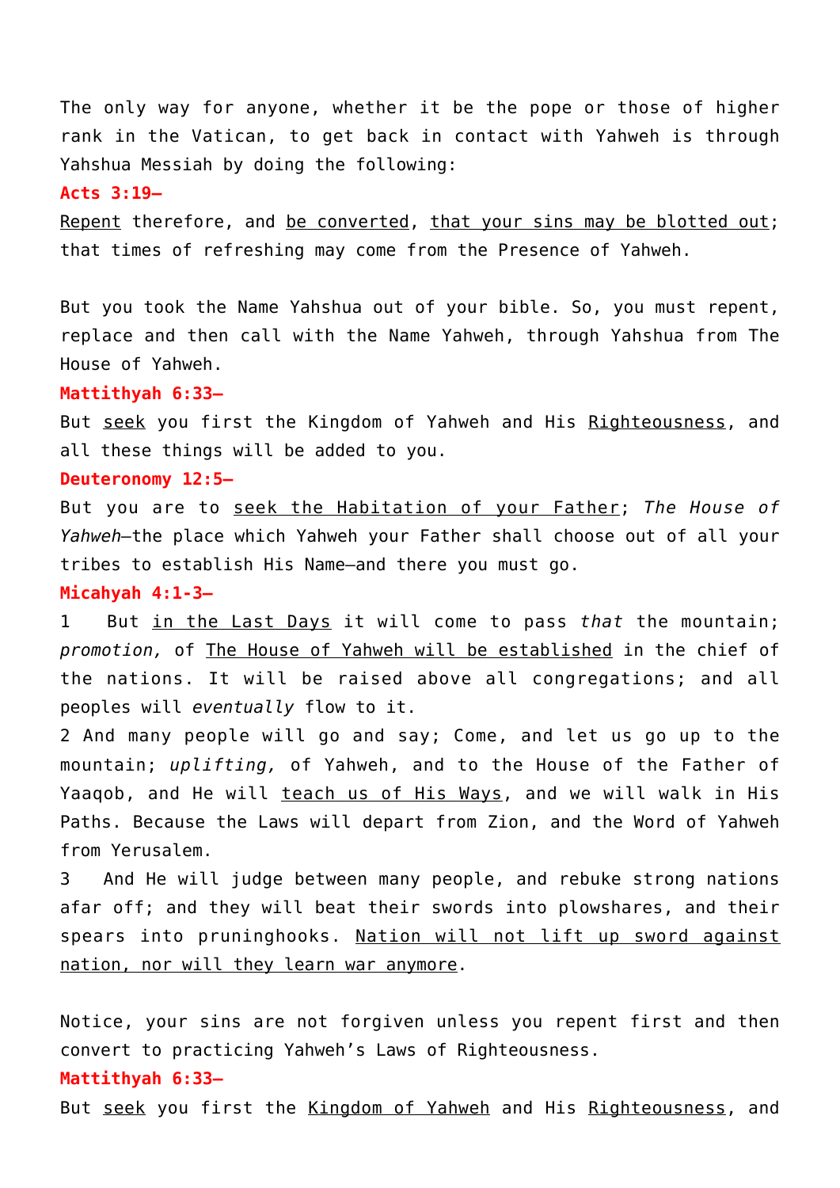The only way for anyone, whether it be the pope or those of higher rank in the Vatican, to get back in contact with Yahweh is through Yahshua Messiah by doing the following:

**Acts 3:19–**

<u>Repent</u> therefore, and <u>be converted</u>, <u>that your sins may be blotted out</u>; that times of refreshing may come from the Presence of Yahweh.

But you took the Name Yahshua out of your bible. So, you must repent, replace and then call with the Name Yahweh, through Yahshua from The House of Yahweh.

**Mattithyah 6:33–**

But <u>seek</u> you first the Kingdom of Yahweh and His <u>Righteousness</u>, and all these things will be added to you.

**Deuteronomy 12:5–**

But you are to <u>seek the Habitation of your Father</u>; *The House of Yahweh*–the place which Yahweh your Father shall choose out of all your tribes to establish His Name–and there you must go.

**Micahyah 4:1-3–**

1 But <u>in the Last Days</u> it will come to pass *that* the mountain; *promotion,* of <u>The House of Yahweh will be established</u> in the chief of the nations. It will be raised above all congregations; and all peoples will *eventually* flow to it.

2 And many people will go and say; Come, and let us go up to the mountain; *uplifting,* of Yahweh, and to the House of the Father of Yaaqob, and He will <u>teach us of His Ways</u>, and we will walk in His Paths. Because the Laws will depart from Zion, and the Word of Yahweh from Yerusalem.

3 And He will judge between many people, and rebuke strong nations afar off; and they will beat their swords into plowshares, and their spears into pruninghooks. <u>Nation will not lift up sword against nation, nor will they learn war anymore</u>.

Notice, your sins are not forgiven unless you repent first and then convert to practicing Yahweh's Laws of Righteousness.

**Mattithyah 6:33–**

But <u>seek</u> you first the <u>Kingdom of Yahweh</u> and His <u>Righteousness</u>, and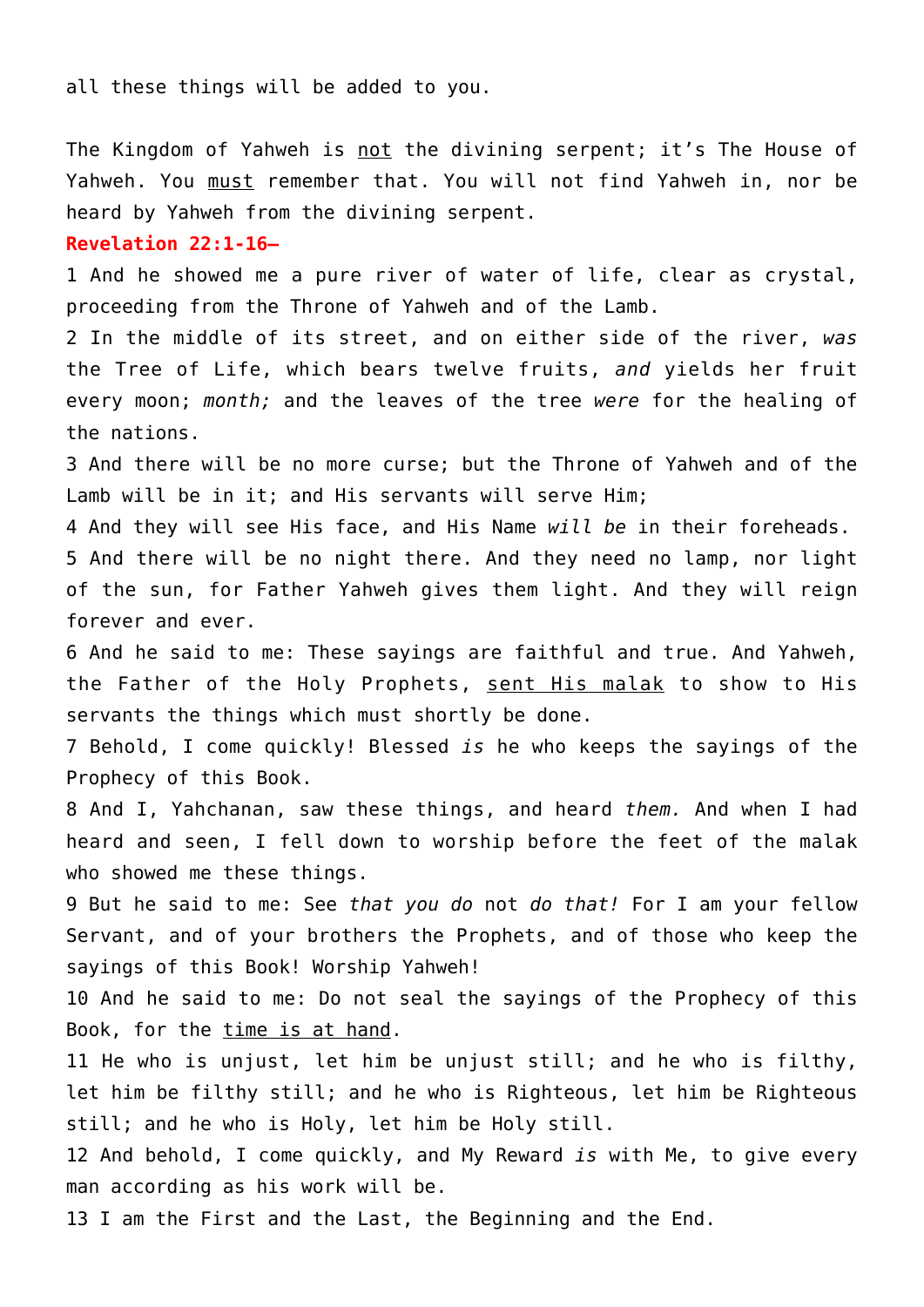all these things will be added to you.

The Kingdom of Yahweh is <u>not</u> the divining serpent; it's The House of Yahweh. You <u>must</u> remember that. You will not find Yahweh in, nor be heard by Yahweh from the divining serpent.

**Revelation 22:1-16—**

1 And he showed me a pure river of water of life, clear as crystal, proceeding from the Throne of Yahweh and of the Lamb.

2 In the middle of its street, and on either side of the river, *was* the Tree of Life, which bears twelve fruits, *and* yields her fruit every moon; *month;* and the leaves of the tree *were* for the healing of the nations.

3 And there will be no more curse; but the Throne of Yahweh and of the Lamb will be in it; and His servants will serve Him;

4 And they will see His face, and His Name *will be* in their foreheads.

5 And there will be no night there. And they need no lamp, nor light of the sun, for Father Yahweh gives them light. And they will reign forever and ever.

6 And he said to me: These sayings are faithful and true. And Yahweh, the Father of the Holy Prophets, <u>sent His malak</u> to show to His servants the things which must shortly be done.

7 Behold, I come quickly! Blessed *is* he who keeps the sayings of the Prophecy of this Book.

8 And I, Yahchanan, saw these things, and heard *them.* And when I had heard and seen, I fell down to worship before the feet of the malak who showed me these things.

9 But he said to me: See *that you do* not *do that!* For I am your fellow Servant, and of your brothers the Prophets, and of those who keep the sayings of this Book! Worship Yahweh!

10 And he said to me: Do not seal the sayings of the Prophecy of this Book, for the <u>time is at hand</u>.

11 He who is unjust, let him be unjust still; and he who is filthy, let him be filthy still; and he who is Righteous, let him be Righteous still; and he who is Holy, let him be Holy still.

12 And behold, I come quickly, and My Reward *is* with Me, to give every man according as his work will be.

13 I am the First and the Last, the Beginning and the End.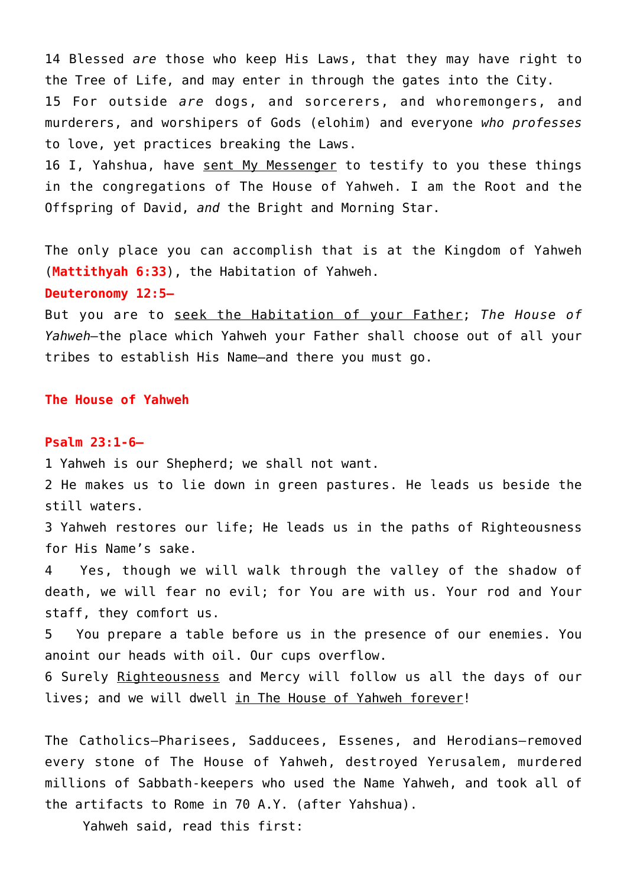14 Blessed *are* those who keep His Laws, that they may have right to the Tree of Life, and may enter in through the gates into the City.
15 For outside *are* dogs, and sorcerers, and whoremongers, and murderers, and worshipers of Gods (elohim) and everyone *who professes* to love, yet practices breaking the Laws.
16 I, Yahshua, have <u>sent My Messenger</u> to testify to you these things in the congregations of The House of Yahweh. I am the Root and the Offspring of David, *and* the Bright and Morning Star.

The only place you can accomplish that is at the Kingdom of Yahweh (**Mattithyah 6:33**), the Habitation of Yahweh.

**Deuteronomy 12:5—**

But you are to <u>seek the Habitation of your Father</u>; *The House of Yahweh*—the place which Yahweh your Father shall choose out of all your tribes to establish His Name—and there you must go.

**The House of Yahweh**

**Psalm 23:1-6—**

1 Yahweh is our Shepherd; we shall not want.
2 He makes us to lie down in green pastures. He leads us beside the still waters.
3 Yahweh restores our life; He leads us in the paths of Righteousness for His Name's sake.
4 Yes, though we will walk through the valley of the shadow of death, we will fear no evil; for You are with us. Your rod and Your staff, they comfort us.
5 You prepare a table before us in the presence of our enemies. You anoint our heads with oil. Our cups overflow.
6 Surely <u>Righteousness</u> and Mercy will follow us all the days of our lives; and we will dwell <u>in The House of Yahweh forever</u>!

The Catholics—Pharisees, Sadducees, Essenes, and Herodians—removed every stone of The House of Yahweh, destroyed Yerusalem, murdered millions of Sabbath-keepers who used the Name Yahweh, and took all of the artifacts to Rome in 70 A.Y. (after Yahshua).

Yahweh said, read this first: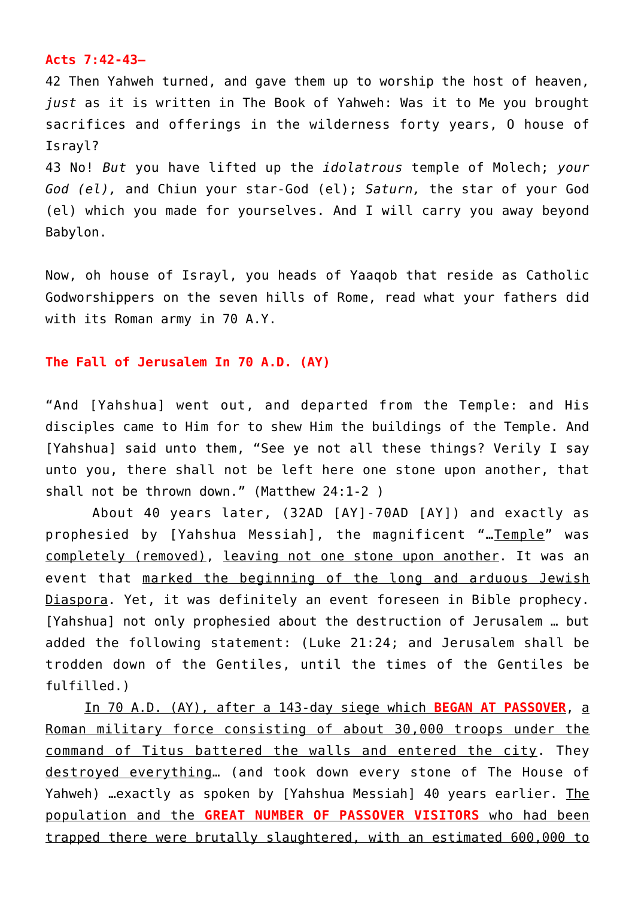**Acts 7:42-43–**

42 Then Yahweh turned, and gave them up to worship the host of heaven, *just* as it is written in The Book of Yahweh: Was it to Me you brought sacrifices and offerings in the wilderness forty years, O house of Israyl?

43 No! *But* you have lifted up the *idolatrous* temple of Molech; *your God (el),* and Chiun your star-God (el); *Saturn,* the star of your God (el) which you made for yourselves. And I will carry you away beyond Babylon.

Now, oh house of Israyl, you heads of Yaaqob that reside as Catholic Godworshippers on the seven hills of Rome, read what your fathers did with its Roman army in 70 A.Y.

**The Fall of Jerusalem In 70 A.D. (AY)**

"And [Yahshua] went out, and departed from the Temple: and His disciples came to Him for to shew Him the buildings of the Temple. And [Yahshua] said unto them, "See ye not all these things? Verily I say unto you, there shall not be left here one stone upon another, that shall not be thrown down." (Matthew 24:1-2 )

About 40 years later, (32AD [AY]-70AD [AY]) and exactly as prophesied by [Yahshua Messiah], the magnificent "…Temple" was completely (removed), leaving not one stone upon another. It was an event that marked the beginning of the long and arduous Jewish Diaspora. Yet, it was definitely an event foreseen in Bible prophecy. [Yahshua] not only prophesied about the destruction of Jerusalem … but added the following statement: (Luke 21:24; and Jerusalem shall be trodden down of the Gentiles, until the times of the Gentiles be fulfilled.)

In 70 A.D. (AY), after a 143-day siege which **BEGAN AT PASSOVER**, a Roman military force consisting of about 30,000 troops under the command of Titus battered the walls and entered the city. They destroyed everything… (and took down every stone of The House of Yahweh) …exactly as spoken by [Yahshua Messiah] 40 years earlier. The population and the **GREAT NUMBER OF PASSOVER VISITORS** who had been trapped there were brutally slaughtered, with an estimated 600,000 to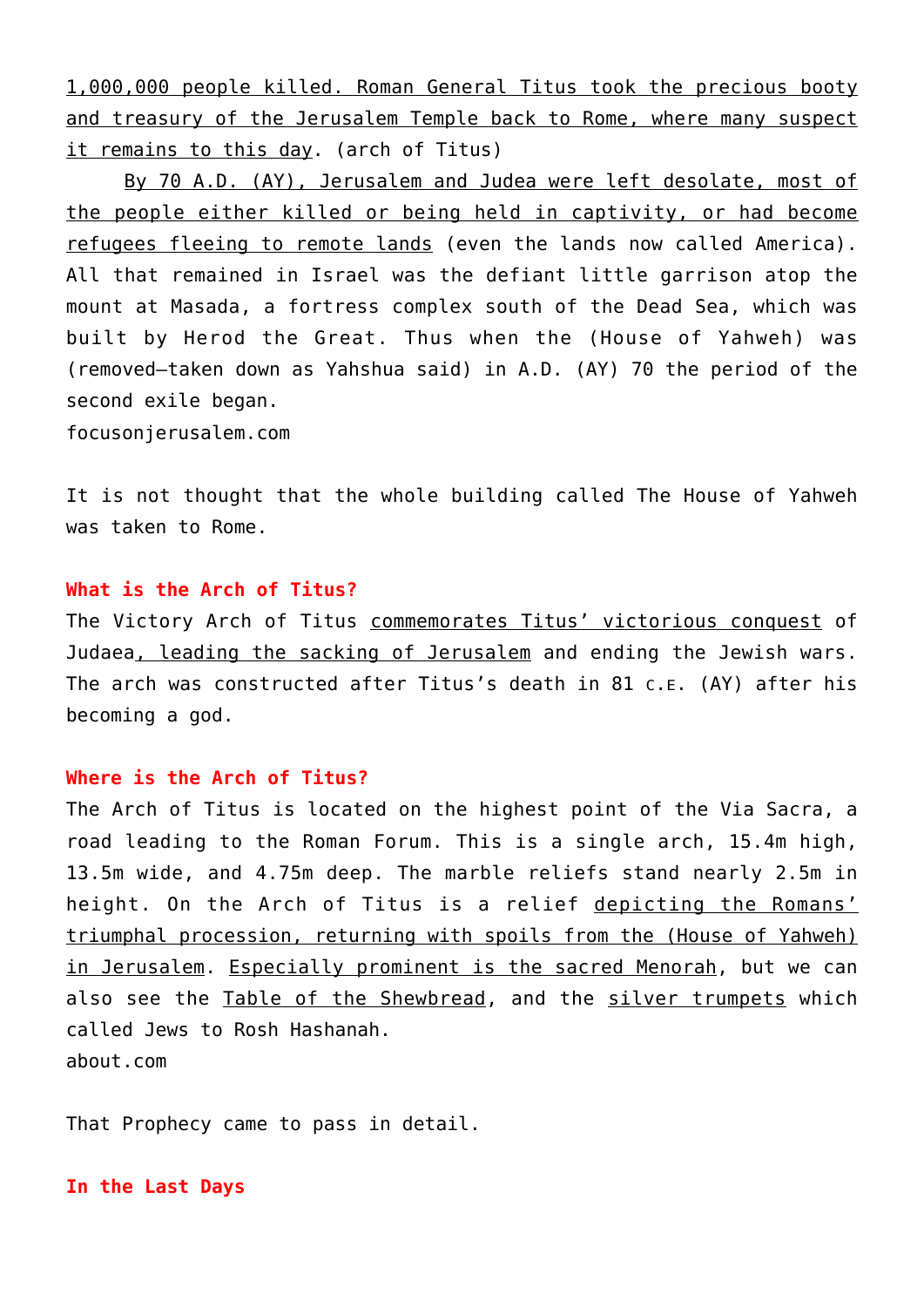1,000,000 people killed. Roman General Titus took the precious booty and treasury of the Jerusalem Temple back to Rome, where many suspect it remains to this day. (arch of Titus)

By 70 A.D. (AY), Jerusalem and Judea were left desolate, most of the people either killed or being held in captivity, or had become refugees fleeing to remote lands (even the lands now called America). All that remained in Israel was the defiant little garrison atop the mount at Masada, a fortress complex south of the Dead Sea, which was built by Herod the Great. Thus when the (House of Yahweh) was (removed—taken down as Yahshua said) in A.D. (AY) 70 the period of the second exile began.
focusonjerusalem.com

It is not thought that the whole building called The House of Yahweh was taken to Rome.

### What is the Arch of Titus?

The Victory Arch of Titus commemorates Titus' victorious conquest of Judaea, leading the sacking of Jerusalem and ending the Jewish wars. The arch was constructed after Titus's death in 81 C.E. (AY) after his becoming a god.

### Where is the Arch of Titus?

The Arch of Titus is located on the highest point of the Via Sacra, a road leading to the Roman Forum. This is a single arch, 15.4m high, 13.5m wide, and 4.75m deep. The marble reliefs stand nearly 2.5m in height. On the Arch of Titus is a relief depicting the Romans' triumphal procession, returning with spoils from the (House of Yahweh) in Jerusalem. Especially prominent is the sacred Menorah, but we can also see the Table of the Shewbread, and the silver trumpets which called Jews to Rosh Hashanah.
about.com

That Prophecy came to pass in detail.

### In the Last Days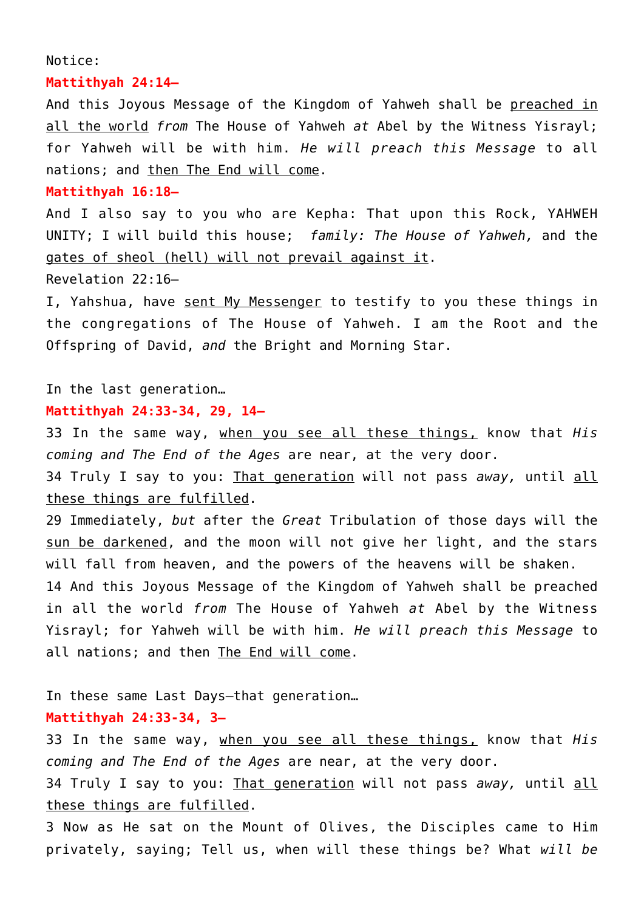Notice:

**Mattithyah 24:14–**

And this Joyous Message of the Kingdom of Yahweh shall be <u>preached in all the world</u> *from* The House of Yahweh *at* Abel by the Witness Yisrayl; for Yahweh will be with him. *He will preach this Message* to all nations; and <u>then The End will come</u>.

**Mattithyah 16:18–**

And I also say to you who are Kepha: That upon this Rock, YAHWEH UNITY; I will build this house; *family: The House of Yahweh,* and the <u>gates of sheol (hell) will not prevail against it</u>.

Revelation 22:16–

I, Yahshua, have <u>sent My Messenger</u> to testify to you these things in the congregations of The House of Yahweh. I am the Root and the Offspring of David, *and* the Bright and Morning Star.

In the last generation…

**Mattithyah 24:33-34, 29, 14–**

33 In the same way, <u>when you see all these things,</u> know that *His coming and The End of the Ages* are near, at the very door.

34 Truly I say to you: <u>That generation</u> will not pass *away,* until <u>all these things are fulfilled</u>.

29 Immediately, *but* after the *Great* Tribulation of those days will the <u>sun be darkened</u>, and the moon will not give her light, and the stars will fall from heaven, and the powers of the heavens will be shaken.

14 And this Joyous Message of the Kingdom of Yahweh shall be preached in all the world *from* The House of Yahweh *at* Abel by the Witness Yisrayl; for Yahweh will be with him. *He will preach this Message* to all nations; and then <u>The End will come</u>.

In these same Last Days—that generation…

**Mattithyah 24:33-34, 3–**

33 In the same way, <u>when you see all these things,</u> know that *His coming and The End of the Ages* are near, at the very door.

34 Truly I say to you: <u>That generation</u> will not pass *away,* until <u>all these things are fulfilled</u>.

3 Now as He sat on the Mount of Olives, the Disciples came to Him privately, saying; Tell us, when will these things be? What *will be*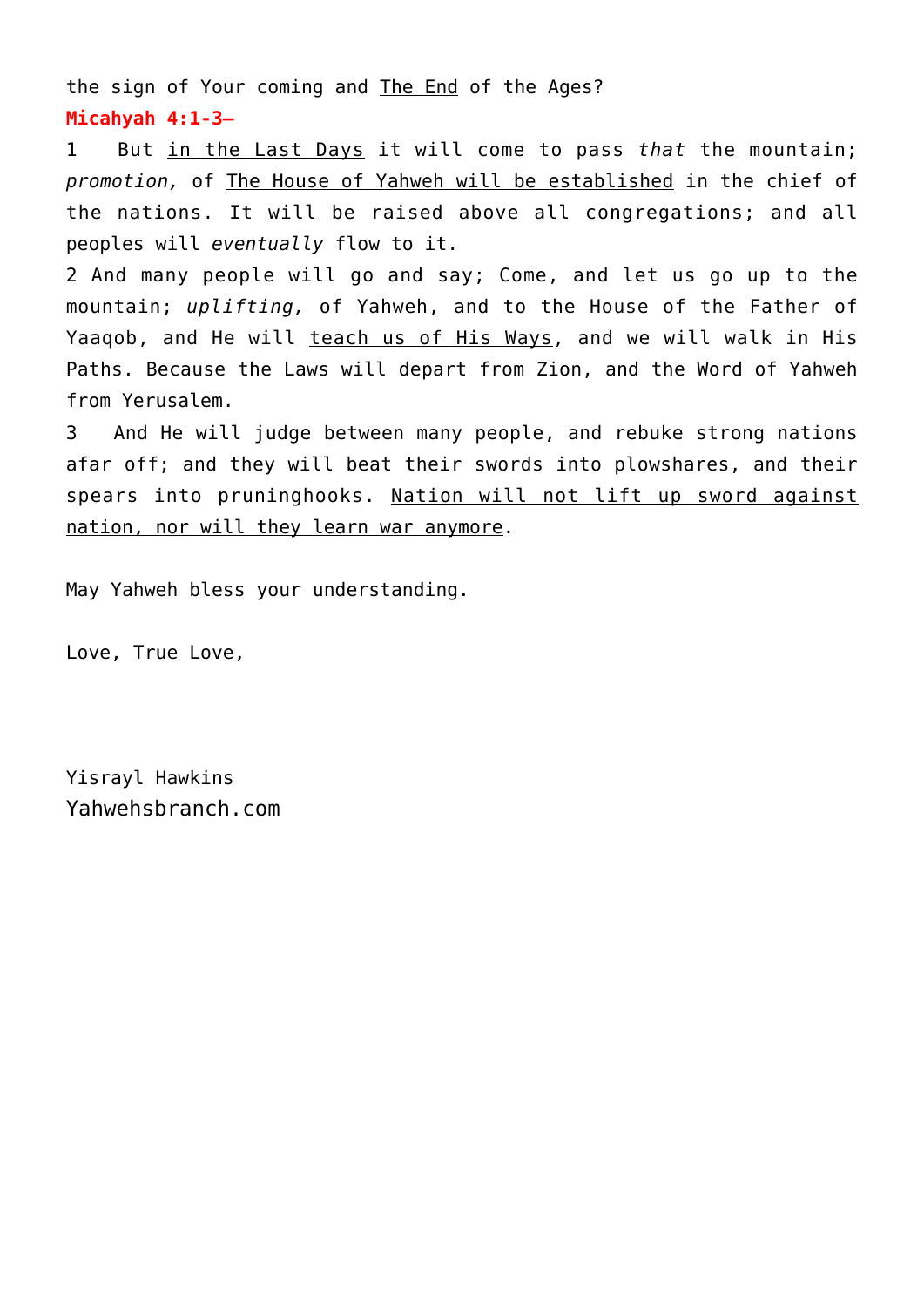the sign of Your coming and <u>The End</u> of the Ages?

**Micahyah 4:1-3–**

1 But <u>in the Last Days</u> it will come to pass *that* the mountain; *promotion,* of <u>The House of Yahweh will be established</u> in the chief of the nations. It will be raised above all congregations; and all peoples will *eventually* flow to it.

2 And many people will go and say; Come, and let us go up to the mountain; *uplifting,* of Yahweh, and to the House of the Father of Yaaqob, and He will <u>teach us of His Ways</u>, and we will walk in His Paths. Because the Laws will depart from Zion, and the Word of Yahweh from Yerusalem.

3 And He will judge between many people, and rebuke strong nations afar off; and they will beat their swords into plowshares, and their spears into pruninghooks. <u>Nation will not lift up sword against nation, nor will they learn war anymore</u>.

May Yahweh bless your understanding.

Love, True Love,

Yisrayl Hawkins
Yahwehsbranch.com